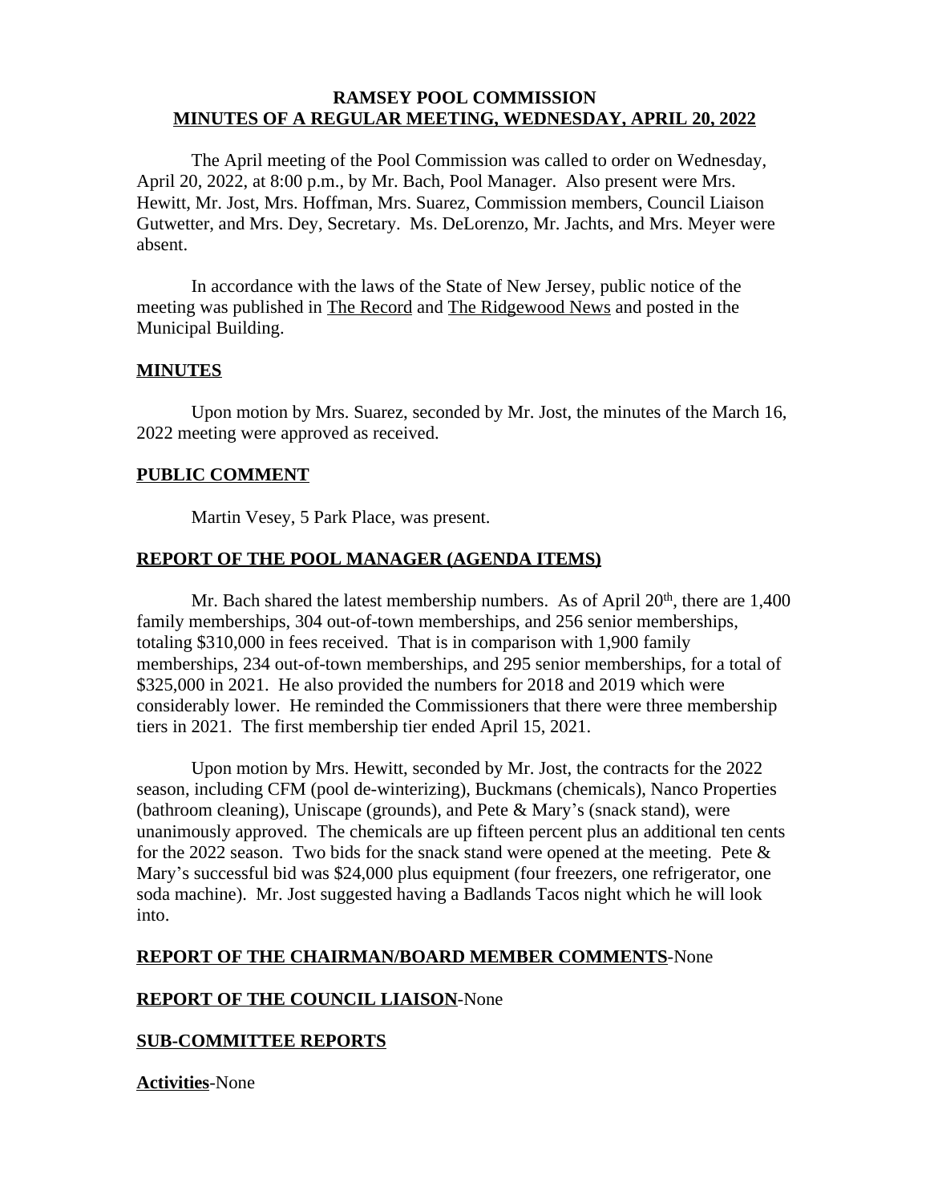# RAMSEY POOL COMMISSION
## MINUTES OF A REGULAR MEETING, WEDNESDAY, APRIL 20, 2022

The April meeting of the Pool Commission was called to order on Wednesday, April 20, 2022, at 8:00 p.m., by Mr. Bach, Pool Manager. Also present were Mrs. Hewitt, Mr. Jost, Mrs. Hoffman, Mrs. Suarez, Commission members, Council Liaison Gutwetter, and Mrs. Dey, Secretary. Ms. DeLorenzo, Mr. Jachts, and Mrs. Meyer were absent.

In accordance with the laws of the State of New Jersey, public notice of the meeting was published in The Record and The Ridgewood News and posted in the Municipal Building.

### MINUTES

Upon motion by Mrs. Suarez, seconded by Mr. Jost, the minutes of the March 16, 2022 meeting were approved as received.

### PUBLIC COMMENT

Martin Vesey, 5 Park Place, was present.

### REPORT OF THE POOL MANAGER (AGENDA ITEMS)

Mr. Bach shared the latest membership numbers. As of April 20th, there are 1,400 family memberships, 304 out-of-town memberships, and 256 senior memberships, totaling $310,000 in fees received. That is in comparison with 1,900 family memberships, 234 out-of-town memberships, and 295 senior memberships, for a total of $325,000 in 2021. He also provided the numbers for 2018 and 2019 which were considerably lower. He reminded the Commissioners that there were three membership tiers in 2021. The first membership tier ended April 15, 2021.

Upon motion by Mrs. Hewitt, seconded by Mr. Jost, the contracts for the 2022 season, including CFM (pool de-winterizing), Buckmans (chemicals), Nanco Properties (bathroom cleaning), Uniscape (grounds), and Pete & Mary's (snack stand), were unanimously approved. The chemicals are up fifteen percent plus an additional ten cents for the 2022 season. Two bids for the snack stand were opened at the meeting. Pete & Mary's successful bid was $24,000 plus equipment (four freezers, one refrigerator, one soda machine). Mr. Jost suggested having a Badlands Tacos night which he will look into.

### REPORT OF THE CHAIRMAN/BOARD MEMBER COMMENTS-None

### REPORT OF THE COUNCIL LIAISON-None

### SUB-COMMITTEE REPORTS

**Activities**-None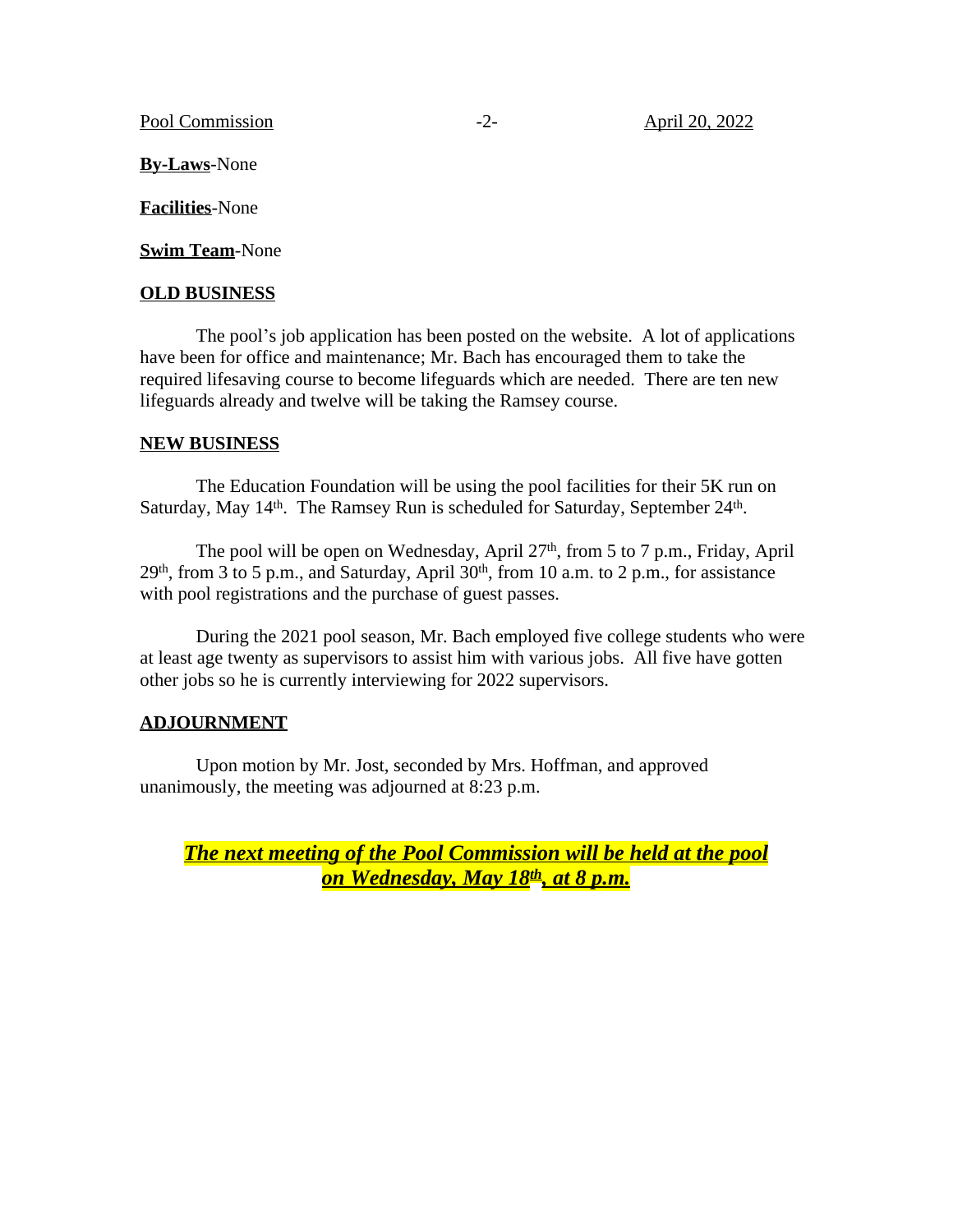**By-Laws**-None

**Facilities**-None

**Swim Team**-None

**OLD BUSINESS**

The pool's job application has been posted on the website. A lot of applications have been for office and maintenance; Mr. Bach has encouraged them to take the required lifesaving course to become lifeguards which are needed. There are ten new lifeguards already and twelve will be taking the Ramsey course.

**NEW BUSINESS**

The Education Foundation will be using the pool facilities for their 5K run on Saturday, May 14th. The Ramsey Run is scheduled for Saturday, September 24th.

The pool will be open on Wednesday, April 27th, from 5 to 7 p.m., Friday, April 29th, from 3 to 5 p.m., and Saturday, April 30th, from 10 a.m. to 2 p.m., for assistance with pool registrations and the purchase of guest passes.

During the 2021 pool season, Mr. Bach employed five college students who were at least age twenty as supervisors to assist him with various jobs. All five have gotten other jobs so he is currently interviewing for 2022 supervisors.

**ADJOURNMENT**

Upon motion by Mr. Jost, seconded by Mrs. Hoffman, and approved unanimously, the meeting was adjourned at 8:23 p.m.

***The next meeting of the Pool Commission will be held at the pool on Wednesday, May 18th, at 8 p.m.***